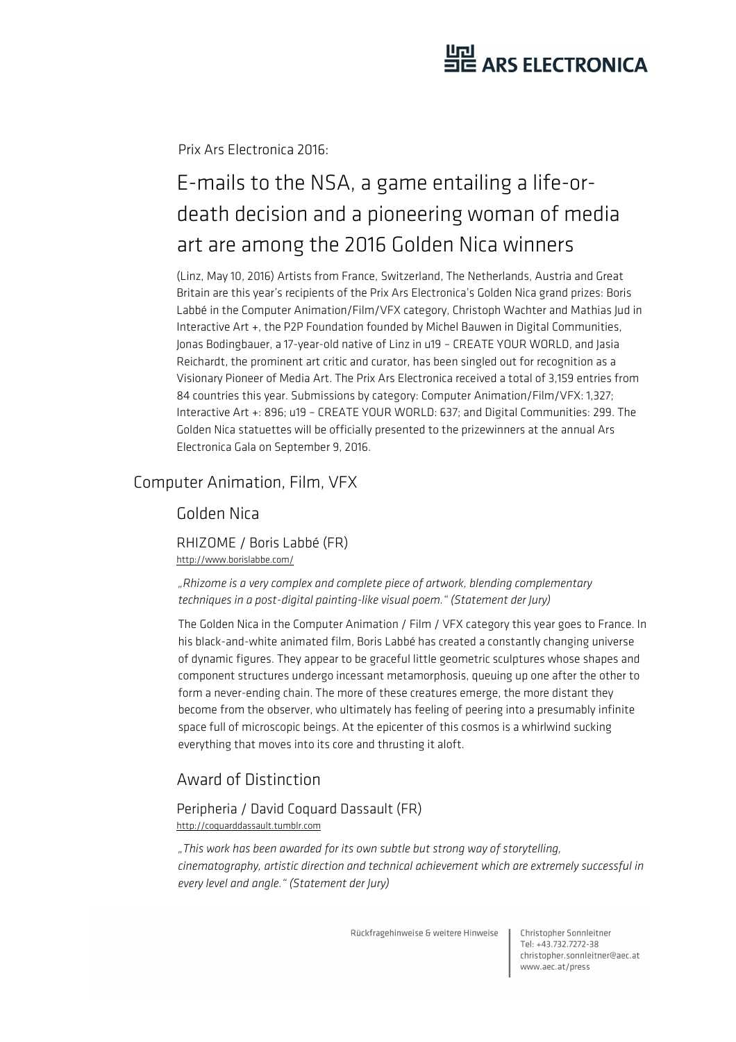Prix Ars Electronica 2016:

# E-mails to the NSA, a game entailing a life-or-death decision and a pioneering woman of media art are among the 2016 Golden Nica winners

(Linz, May 10, 2016) Artists from France, Switzerland, The Netherlands, Austria and Great Britain are this year's recipients of the Prix Ars Electronica's Golden Nica grand prizes: Boris Labbé in the Computer Animation/Film/VFX category, Christoph Wachter and Mathias Jud in Interactive Art +, the P2P Foundation founded by Michel Bauwen in Digital Communities, Jonas Bodingbauer, a 17-year-old native of Linz in u19 – CREATE YOUR WORLD, and Jasia Reichardt, the prominent art critic and curator, has been singled out for recognition as a Visionary Pioneer of Media Art. The Prix Ars Electronica received a total of 3,159 entries from 84 countries this year. Submissions by category: Computer Animation/Film/VFX: 1,327; Interactive Art +: 896; u19 – CREATE YOUR WORLD: 637; and Digital Communities: 299. The Golden Nica statuettes will be officially presented to the prizewinners at the annual Ars Electronica Gala on September 9, 2016.

## Computer Animation, Film, VFX

### Golden Nica

#### RHIZOME / Boris Labbé (FR)

http://www.borislabbe.com/

*„Rhizome is a very complex and complete piece of artwork, blending complementary techniques in a post-digital painting-like visual poem." (Statement der Jury)*

The Golden Nica in the Computer Animation / Film / VFX category this year goes to France. In his black-and-white animated film, Boris Labbé has created a constantly changing universe of dynamic figures. They appear to be graceful little geometric sculptures whose shapes and component structures undergo incessant metamorphosis, queuing up one after the other to form a never-ending chain. The more of these creatures emerge, the more distant they become from the observer, who ultimately has feeling of peering into a presumably infinite space full of microscopic beings. At the epicenter of this cosmos is a whirlwind sucking everything that moves into its core and thrusting it aloft.

### Award of Distinction

#### Peripheria / David Coquard Dassault (FR)

http://coquarddassault.tumblr.com

*„This work has been awarded for its own subtle but strong way of storytelling, cinematography, artistic direction and technical achievement which are extremely successful in every level and angle." (Statement der Jury)*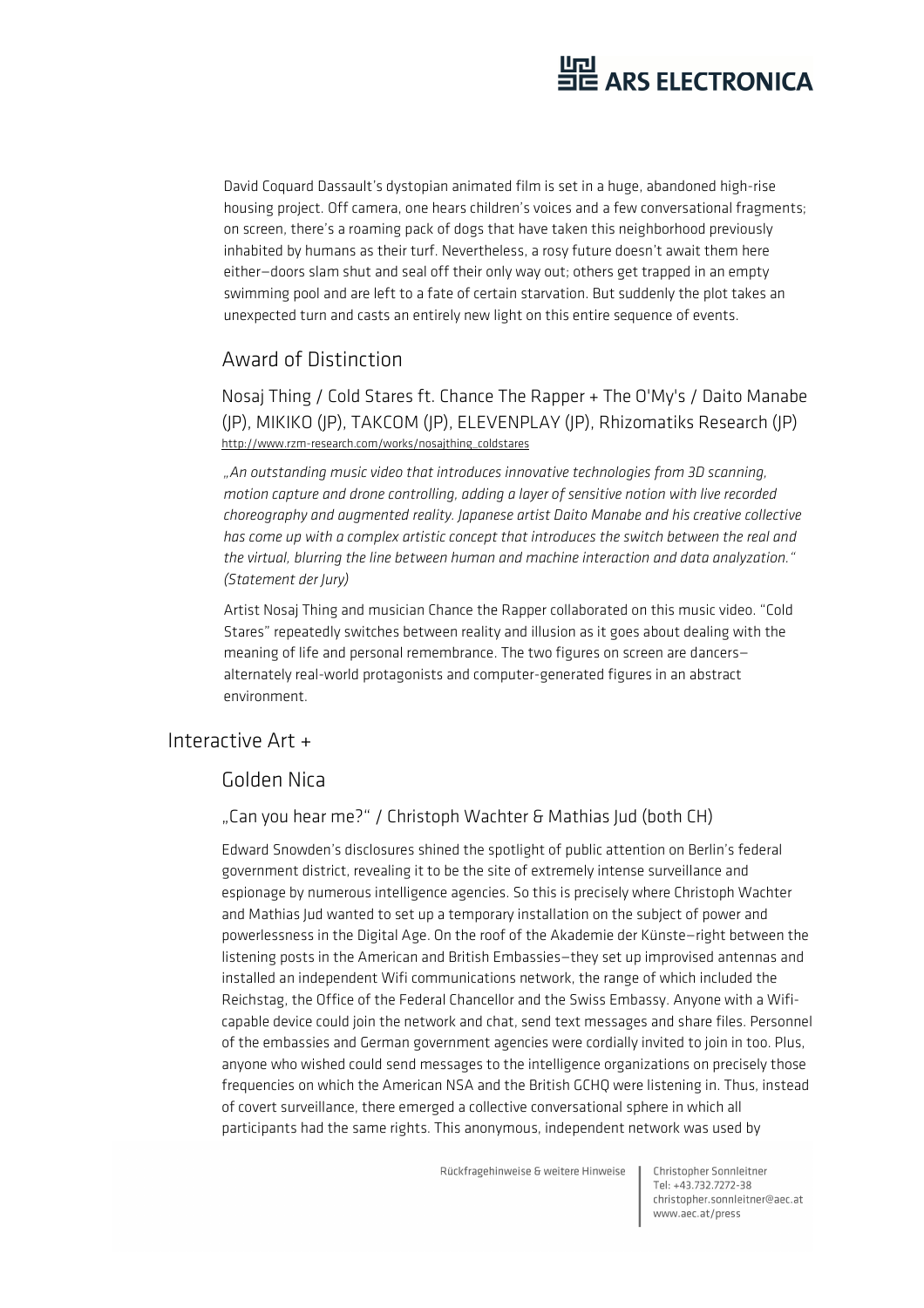David Coquard Dassault's dystopian animated film is set in a huge, abandoned high-rise housing project. Off camera, one hears children's voices and a few conversational fragments; on screen, there's a roaming pack of dogs that have taken this neighborhood previously inhabited by humans as their turf. Nevertheless, a rosy future doesn't await them here either—doors slam shut and seal off their only way out; others get trapped in an empty swimming pool and are left to a fate of certain starvation. But suddenly the plot takes an unexpected turn and casts an entirely new light on this entire sequence of events.

### Award of Distinction

#### Nosaj Thing / Cold Stares ft. Chance The Rapper + The O'My's / Daito Manabe (JP), MIKIKO (JP), TAKCOM (JP), ELEVENPLAY (JP), Rhizomatiks Research (JP)

http://www.rzm-research.com/works/nosajthing_coldstares

*„An outstanding music video that introduces innovative technologies from 3D scanning, motion capture and drone controlling, adding a layer of sensitive notion with live recorded choreography and augmented reality. Japanese artist Daito Manabe and his creative collective has come up with a complex artistic concept that introduces the switch between the real and the virtual, blurring the line between human and machine interaction and data analyzation." (Statement der Jury)*

Artist Nosaj Thing and musician Chance the Rapper collaborated on this music video. "Cold Stares" repeatedly switches between reality and illusion as it goes about dealing with the meaning of life and personal remembrance. The two figures on screen are dancers—alternately real-world protagonists and computer-generated figures in an abstract environment.

## Interactive Art +

### Golden Nica

#### „Can you hear me?" / Christoph Wachter & Mathias Jud (both CH)

Edward Snowden's disclosures shined the spotlight of public attention on Berlin's federal government district, revealing it to be the site of extremely intense surveillance and espionage by numerous intelligence agencies. So this is precisely where Christoph Wachter and Mathias Jud wanted to set up a temporary installation on the subject of power and powerlessness in the Digital Age. On the roof of the Akademie der Künste—right between the listening posts in the American and British Embassies—they set up improvised antennas and installed an independent Wifi communications network, the range of which included the Reichstag, the Office of the Federal Chancellor and the Swiss Embassy. Anyone with a Wifi-capable device could join the network and chat, send text messages and share files. Personnel of the embassies and German government agencies were cordially invited to join in too. Plus, anyone who wished could send messages to the intelligence organizations on precisely those frequencies on which the American NSA and the British GCHQ were listening in. Thus, instead of covert surveillance, there emerged a collective conversational sphere in which all participants had the same rights. This anonymous, independent network was used by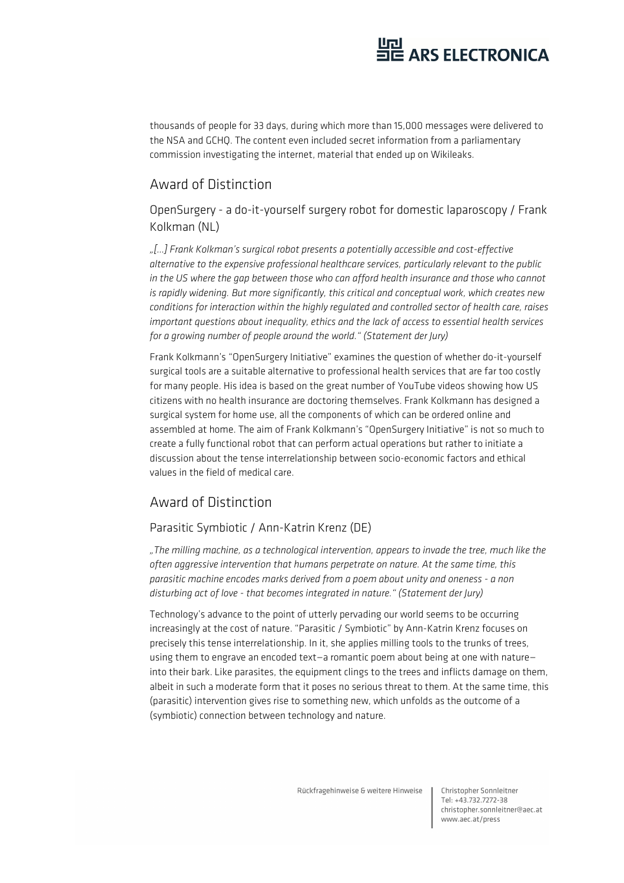thousands of people for 33 days, during which more than 15,000 messages were delivered to the NSA and GCHQ. The content even included secret information from a parliamentary commission investigating the internet, material that ended up on Wikileaks.

## Award of Distinction

### OpenSurgery - a do-it-yourself surgery robot for domestic laparoscopy / Frank Kolkman (NL)

*„[…] Frank Kolkman's surgical robot presents a potentially accessible and cost-effective alternative to the expensive professional healthcare services, particularly relevant to the public in the US where the gap between those who can afford health insurance and those who cannot is rapidly widening. But more significantly, this critical and conceptual work, which creates new conditions for interaction within the highly regulated and controlled sector of health care, raises important questions about inequality, ethics and the lack of access to essential health services for a growing number of people around the world." (Statement der Jury)*

Frank Kolkmann's "OpenSurgery Initiative" examines the question of whether do-it-yourself surgical tools are a suitable alternative to professional health services that are far too costly for many people. His idea is based on the great number of YouTube videos showing how US citizens with no health insurance are doctoring themselves. Frank Kolkmann has designed a surgical system for home use, all the components of which can be ordered online and assembled at home. The aim of Frank Kolkmann's "OpenSurgery Initiative" is not so much to create a fully functional robot that can perform actual operations but rather to initiate a discussion about the tense interrelationship between socio-economic factors and ethical values in the field of medical care.

## Award of Distinction

### Parasitic Symbiotic / Ann-Katrin Krenz (DE)

*„The milling machine, as a technological intervention, appears to invade the tree, much like the often aggressive intervention that humans perpetrate on nature. At the same time, this parasitic machine encodes marks derived from a poem about unity and oneness - a non disturbing act of love - that becomes integrated in nature." (Statement der Jury)*

Technology's advance to the point of utterly pervading our world seems to be occurring increasingly at the cost of nature. "Parasitic / Symbiotic" by Ann-Katrin Krenz focuses on precisely this tense interrelationship. In it, she applies milling tools to the trunks of trees, using them to engrave an encoded text—a romantic poem about being at one with nature—into their bark. Like parasites, the equipment clings to the trees and inflicts damage on them, albeit in such a moderate form that it poses no serious threat to them. At the same time, this (parasitic) intervention gives rise to something new, which unfolds as the outcome of a (symbiotic) connection between technology and nature.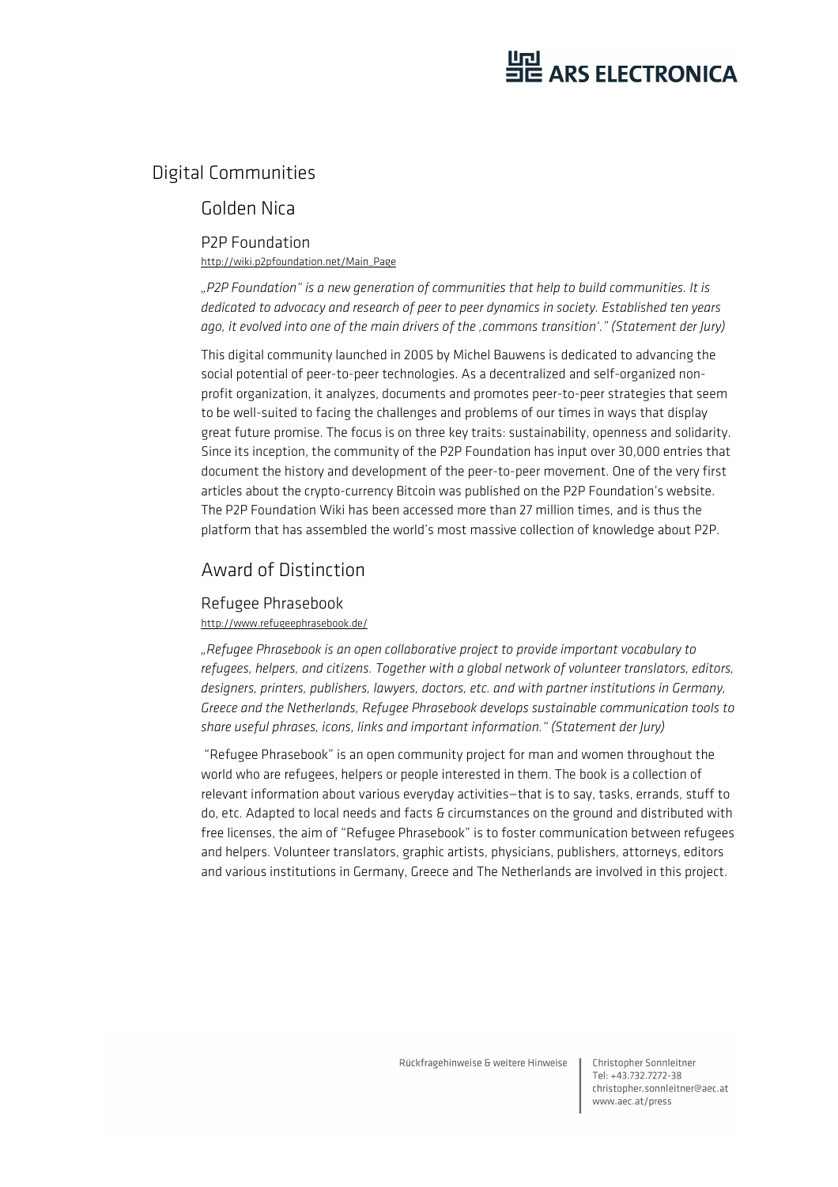# Digital Communities

## Golden Nica

### P2P Foundation

http://wiki.p2pfoundation.net/Main_Page

*„P2P Foundation" is a new generation of communities that help to build communities. It is dedicated to advocacy and research of peer to peer dynamics in society. Established ten years ago, it evolved into one of the main drivers of the ‚commons transition'." (Statement der Jury)*

This digital community launched in 2005 by Michel Bauwens is dedicated to advancing the social potential of peer-to-peer technologies. As a decentralized and self-organized non-profit organization, it analyzes, documents and promotes peer-to-peer strategies that seem to be well-suited to facing the challenges and problems of our times in ways that display great future promise. The focus is on three key traits: sustainability, openness and solidarity. Since its inception, the community of the P2P Foundation has input over 30,000 entries that document the history and development of the peer-to-peer movement. One of the very first articles about the crypto-currency Bitcoin was published on the P2P Foundation's website. The P2P Foundation Wiki has been accessed more than 27 million times, and is thus the platform that has assembled the world's most massive collection of knowledge about P2P.

## Award of Distinction

### Refugee Phrasebook

http://www.refugeephrasebook.de/

*„Refugee Phrasebook is an open collaborative project to provide important vocabulary to refugees, helpers, and citizens. Together with a global network of volunteer translators, editors, designers, printers, publishers, lawyers, doctors, etc. and with partner institutions in Germany, Greece and the Netherlands, Refugee Phrasebook develops sustainable communication tools to share useful phrases, icons, links and important information." (Statement der Jury)*

"Refugee Phrasebook" is an open community project for man and women throughout the world who are refugees, helpers or people interested in them. The book is a collection of relevant information about various everyday activities—that is to say, tasks, errands, stuff to do, etc. Adapted to local needs and facts & circumstances on the ground and distributed with free licenses, the aim of "Refugee Phrasebook" is to foster communication between refugees and helpers. Volunteer translators, graphic artists, physicians, publishers, attorneys, editors and various institutions in Germany, Greece and The Netherlands are involved in this project.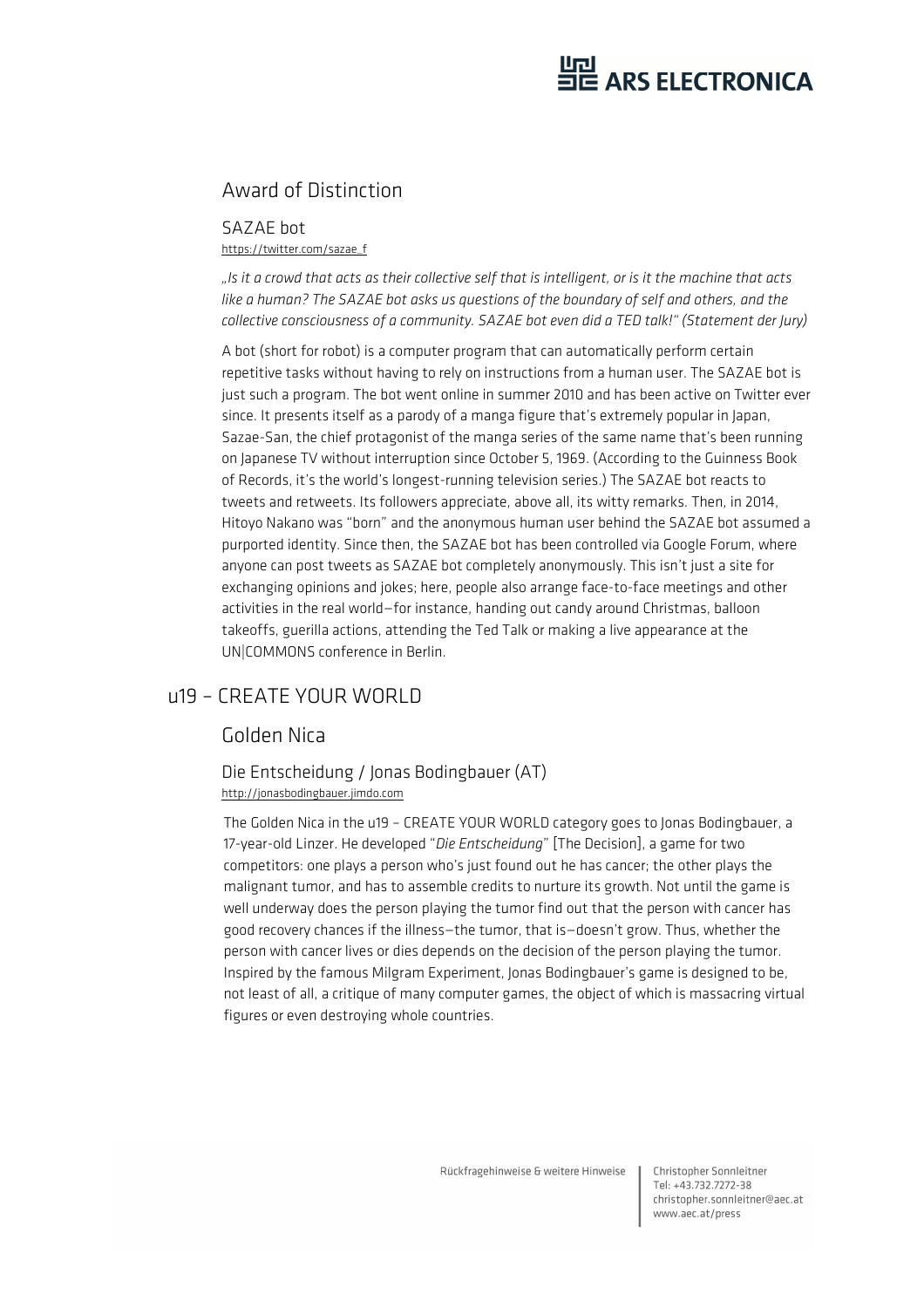## Award of Distinction

### SAZAE bot

https://twitter.com/sazae_f

*„Is it a crowd that acts as their collective self that is intelligent, or is it the machine that acts like a human? The SAZAE bot asks us questions of the boundary of self and others, and the collective consciousness of a community. SAZAE bot even did a TED talk!" (Statement der Jury)*

A bot (short for robot) is a computer program that can automatically perform certain repetitive tasks without having to rely on instructions from a human user. The SAZAE bot is just such a program. The bot went online in summer 2010 and has been active on Twitter ever since. It presents itself as a parody of a manga figure that's extremely popular in Japan, Sazae-San, the chief protagonist of the manga series of the same name that's been running on Japanese TV without interruption since October 5, 1969. (According to the Guinness Book of Records, it's the world's longest-running television series.) The SAZAE bot reacts to tweets and retweets. Its followers appreciate, above all, its witty remarks. Then, in 2014, Hitoyo Nakano was "born" and the anonymous human user behind the SAZAE bot assumed a purported identity. Since then, the SAZAE bot has been controlled via Google Forum, where anyone can post tweets as SAZAE bot completely anonymously. This isn't just a site for exchanging opinions and jokes; here, people also arrange face-to-face meetings and other activities in the real world—for instance, handing out candy around Christmas, balloon takeoffs, guerilla actions, attending the Ted Talk or making a live appearance at the UN|COMMONS conference in Berlin.

# u19 – CREATE YOUR WORLD

## Golden Nica

### Die Entscheidung / Jonas Bodingbauer (AT)

http://jonasbodingbauer.jimdo.com

The Golden Nica in the u19 – CREATE YOUR WORLD category goes to Jonas Bodingbauer, a 17-year-old Linzer. He developed "*Die Entscheidung*" [The Decision], a game for two competitors: one plays a person who's just found out he has cancer; the other plays the malignant tumor, and has to assemble credits to nurture its growth. Not until the game is well underway does the person playing the tumor find out that the person with cancer has good recovery chances if the illness—the tumor, that is—doesn't grow. Thus, whether the person with cancer lives or dies depends on the decision of the person playing the tumor. Inspired by the famous Milgram Experiment, Jonas Bodingbauer's game is designed to be, not least of all, a critique of many computer games, the object of which is massacring virtual figures or even destroying whole countries.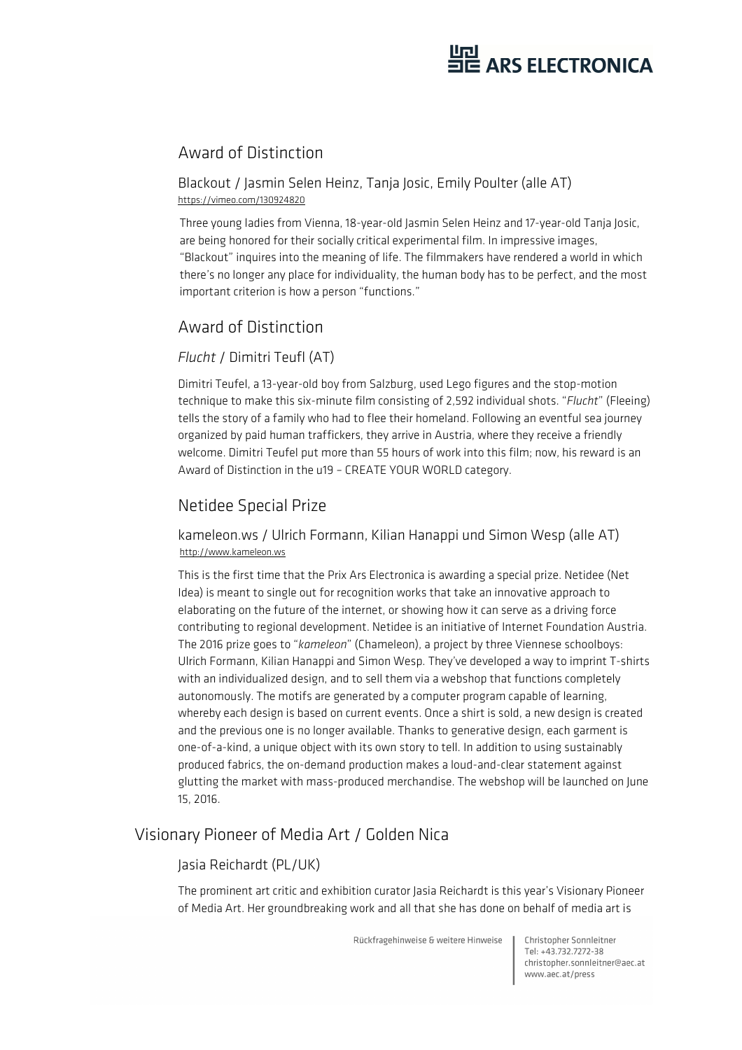## Award of Distinction

### Blackout / Jasmin Selen Heinz, Tanja Josic, Emily Poulter (alle AT)

https://vimeo.com/130924820

Three young ladies from Vienna, 18-year-old Jasmin Selen Heinz and 17-year-old Tanja Josic, are being honored for their socially critical experimental film. In impressive images, "Blackout" inquires into the meaning of life. The filmmakers have rendered a world in which there's no longer any place for individuality, the human body has to be perfect, and the most important criterion is how a person "functions."

## Award of Distinction

### *Flucht* / Dimitri Teufl (AT)

Dimitri Teufel, a 13-year-old boy from Salzburg, used Lego figures and the stop-motion technique to make this six-minute film consisting of 2,592 individual shots. "*Flucht*" (Fleeing) tells the story of a family who had to flee their homeland. Following an eventful sea journey organized by paid human traffickers, they arrive in Austria, where they receive a friendly welcome. Dimitri Teufel put more than 55 hours of work into this film; now, his reward is an Award of Distinction in the u19 – CREATE YOUR WORLD category.

## Netidee Special Prize

### kameleon.ws / Ulrich Formann, Kilian Hanappi und Simon Wesp (alle AT)

http://www.kameleon.ws

This is the first time that the Prix Ars Electronica is awarding a special prize. Netidee (Net Idea) is meant to single out for recognition works that take an innovative approach to elaborating on the future of the internet, or showing how it can serve as a driving force contributing to regional development. Netidee is an initiative of Internet Foundation Austria. The 2016 prize goes to "*kameleon*" (Chameleon), a project by three Viennese schoolboys: Ulrich Formann, Kilian Hanappi and Simon Wesp. They've developed a way to imprint T-shirts with an individualized design, and to sell them via a webshop that functions completely autonomously. The motifs are generated by a computer program capable of learning, whereby each design is based on current events. Once a shirt is sold, a new design is created and the previous one is no longer available. Thanks to generative design, each garment is one-of-a-kind, a unique object with its own story to tell. In addition to using sustainably produced fabrics, the on-demand production makes a loud-and-clear statement against glutting the market with mass-produced merchandise. The webshop will be launched on June 15, 2016.

## Visionary Pioneer of Media Art / Golden Nica

### Jasia Reichardt (PL/UK)

The prominent art critic and exhibition curator Jasia Reichardt is this year's Visionary Pioneer of Media Art. Her groundbreaking work and all that she has done on behalf of media art is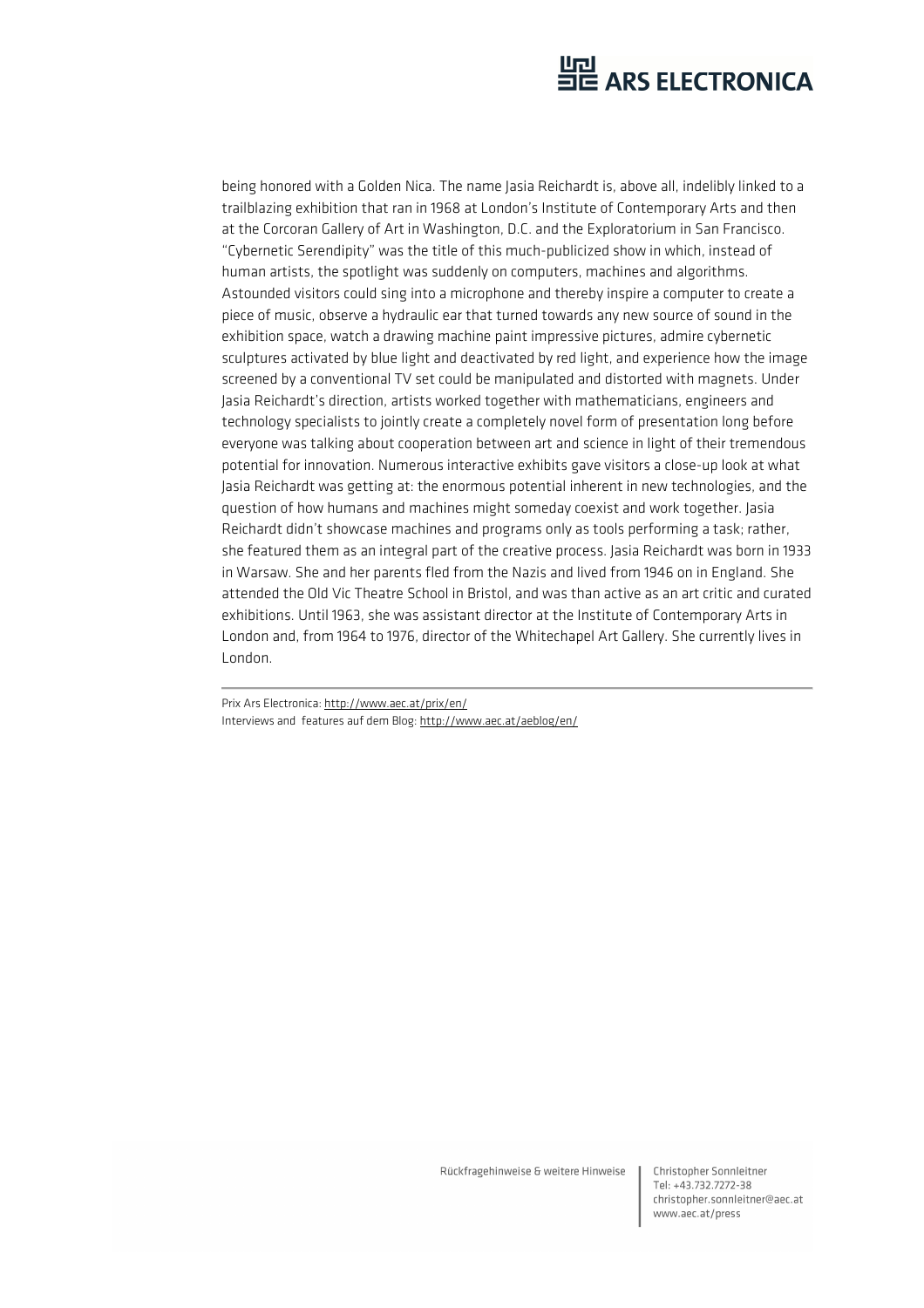being honored with a Golden Nica. The name Jasia Reichardt is, above all, indelibly linked to a trailblazing exhibition that ran in 1968 at London's Institute of Contemporary Arts and then at the Corcoran Gallery of Art in Washington, D.C. and the Exploratorium in San Francisco. "Cybernetic Serendipity" was the title of this much-publicized show in which, instead of human artists, the spotlight was suddenly on computers, machines and algorithms. Astounded visitors could sing into a microphone and thereby inspire a computer to create a piece of music, observe a hydraulic ear that turned towards any new source of sound in the exhibition space, watch a drawing machine paint impressive pictures, admire cybernetic sculptures activated by blue light and deactivated by red light, and experience how the image screened by a conventional TV set could be manipulated and distorted with magnets. Under Jasia Reichardt's direction, artists worked together with mathematicians, engineers and technology specialists to jointly create a completely novel form of presentation long before everyone was talking about cooperation between art and science in light of their tremendous potential for innovation. Numerous interactive exhibits gave visitors a close-up look at what Jasia Reichardt was getting at: the enormous potential inherent in new technologies, and the question of how humans and machines might someday coexist and work together. Jasia Reichardt didn't showcase machines and programs only as tools performing a task; rather, she featured them as an integral part of the creative process. Jasia Reichardt was born in 1933 in Warsaw. She and her parents fled from the Nazis and lived from 1946 on in England. She attended the Old Vic Theatre School in Bristol, and was than active as an art critic and curated exhibitions. Until 1963, she was assistant director at the Institute of Contemporary Arts in London and, from 1964 to 1976, director of the Whitechapel Art Gallery. She currently lives in London.

---

Prix Ars Electronica: http://www.aec.at/prix/en/
Interviews and features auf dem Blog: http://www.aec.at/aeblog/en/

Rückfragehinweise & weitere Hinweise

Christopher Sonnleitner
Tel: +43.732.7272-38
christopher.sonnleitner@aec.at
www.aec.at/press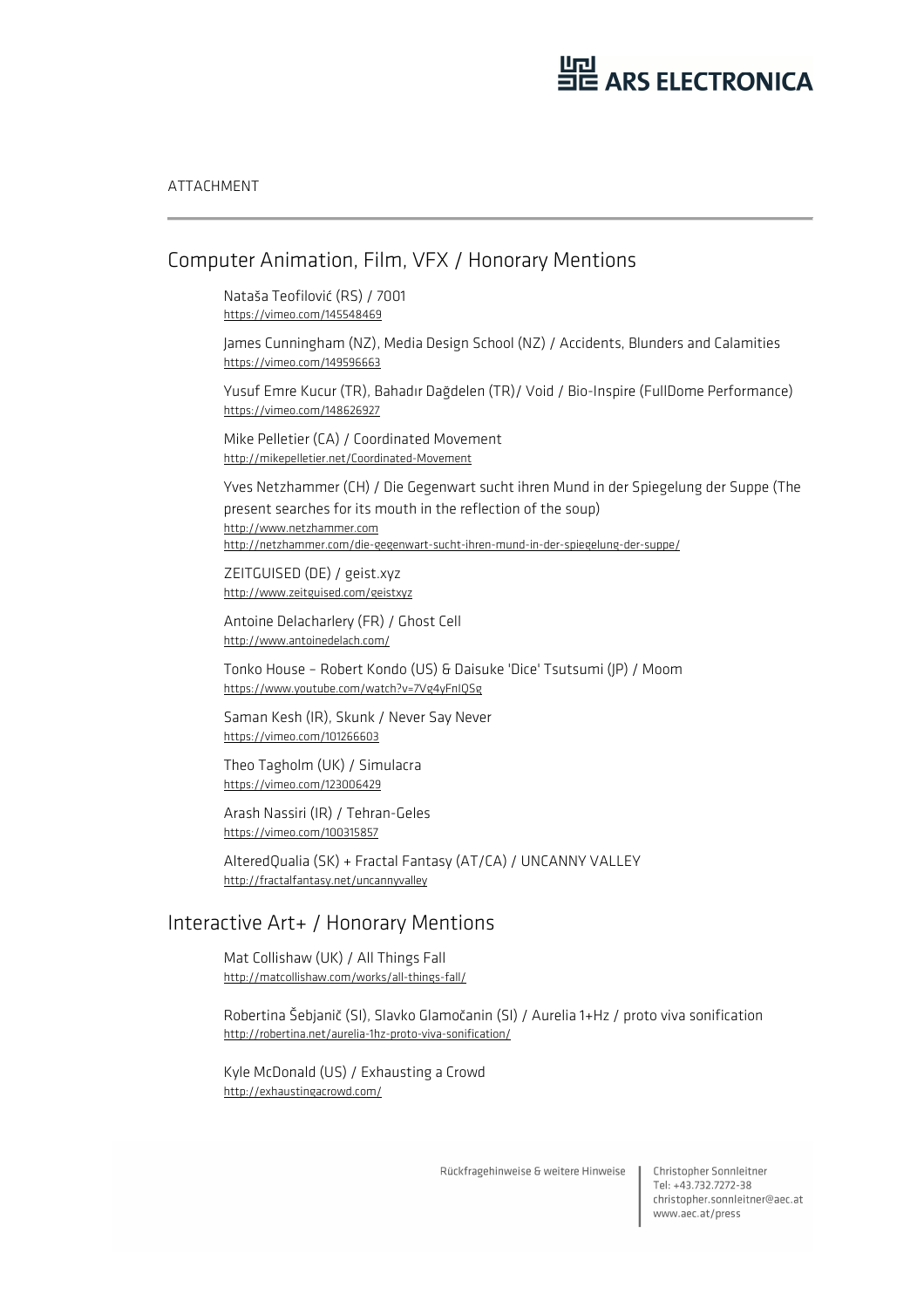ATTACHMENT

## Computer Animation, Film, VFX / Honorary Mentions

Nataša Teofilović (RS) / 7001
https://vimeo.com/145548469

James Cunningham (NZ), Media Design School (NZ) / Accidents, Blunders and Calamities
https://vimeo.com/149596663

Yusuf Emre Kucur (TR), Bahadır Dağdelen (TR)/ Void / Bio-Inspire (FullDome Performance)
https://vimeo.com/148626927

Mike Pelletier (CA) / Coordinated Movement
http://mikepelletier.net/Coordinated-Movement

Yves Netzhammer (CH) / Die Gegenwart sucht ihren Mund in der Spiegelung der Suppe (The present searches for its mouth in the reflection of the soup)
http://www.netzhammer.com
http://netzhammer.com/die-gegenwart-sucht-ihren-mund-in-der-spiegelung-der-suppe/

ZEITGUISED (DE) / geist.xyz
http://www.zeitguised.com/geistxyz

Antoine Delacharlery (FR) / Ghost Cell
http://www.antoinedelach.com/

Tonko House – Robert Kondo (US) & Daisuke 'Dice' Tsutsumi (JP) / Moom
https://www.youtube.com/watch?v=7Vg4yFnIQSg

Saman Kesh (IR), Skunk / Never Say Never
https://vimeo.com/101266603

Theo Tagholm (UK) / Simulacra
https://vimeo.com/123006429

Arash Nassiri (IR) / Tehran-Geles
https://vimeo.com/100315857

AlteredQualia (SK) + Fractal Fantasy (AT/CA) / UNCANNY VALLEY
http://fractalfantasy.net/uncannyvalley

## Interactive Art+ / Honorary Mentions

Mat Collishaw (UK) / All Things Fall
http://matcollishaw.com/works/all-things-fall/

Robertina Šebjanič (SI), Slavko Glamočanin (SI) / Aurelia 1+Hz / proto viva sonification
http://robertina.net/aurelia-1hz-proto-viva-sonification/

Kyle McDonald (US) / Exhausting a Crowd
http://exhaustingacrowd.com/

Rückfragehinweise & weitere Hinweise
Christopher Sonnleitner
Tel: +43.732.7272-38
christopher.sonnleitner@aec.at
www.aec.at/press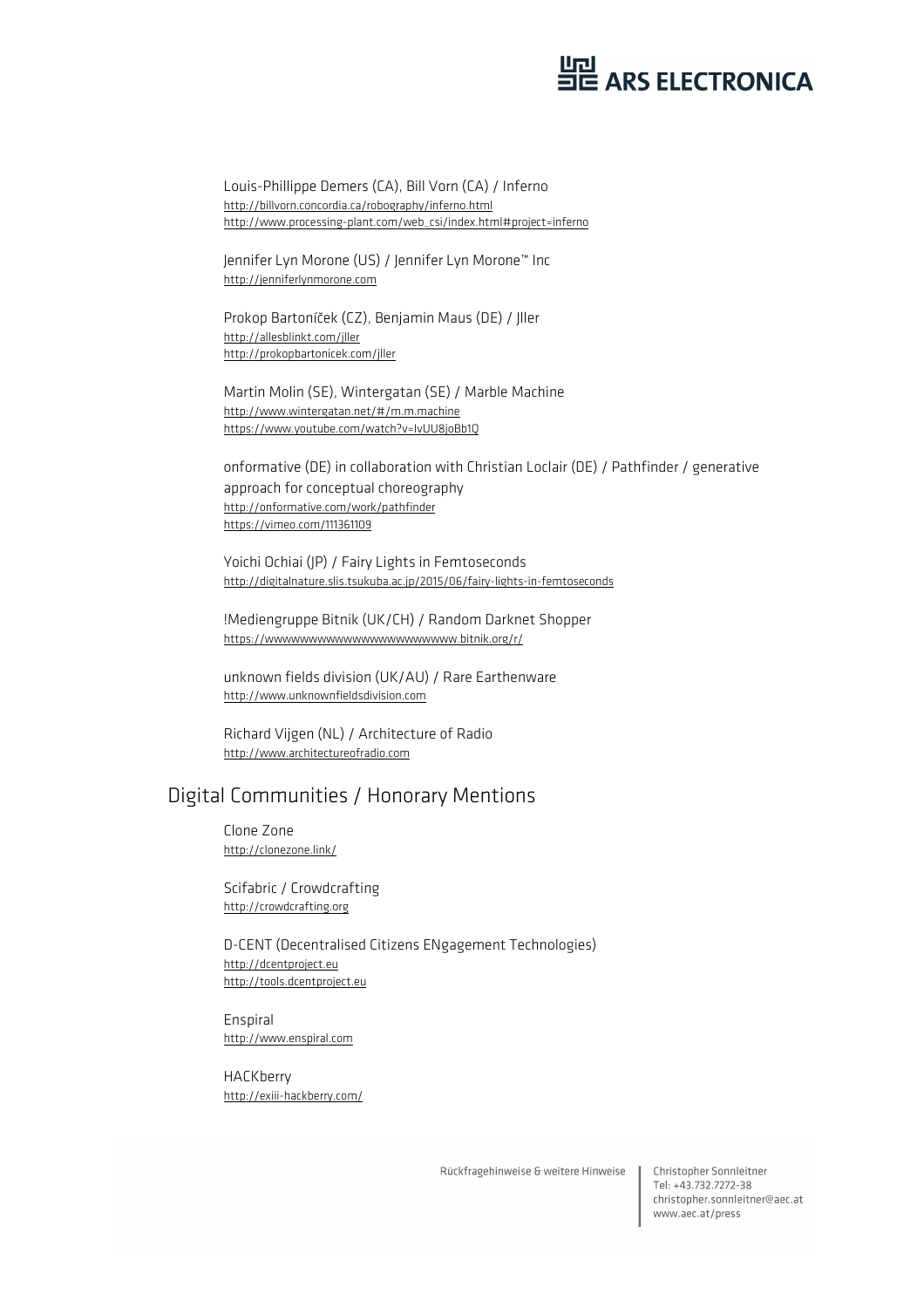Louis-Phillippe Demers (CA), Bill Vorn (CA) / Inferno
http://billvorn.concordia.ca/robography/inferno.html
http://www.processing-plant.com/web_csi/index.html#project=inferno

Jennifer Lyn Morone (US) / Jennifer Lyn Morone™ Inc
http://jenniferlynmorone.com

Prokop Bartoníček (CZ), Benjamin Maus (DE) / Jller
http://allesblinkt.com/jller
http://prokopbartonicek.com/jller

Martin Molin (SE), Wintergatan (SE) / Marble Machine
http://www.wintergatan.net/#/m.m.machine
https://www.youtube.com/watch?v=IvUU8joBb1Q

onformative (DE) in collaboration with Christian Loclair (DE) / Pathfinder / generative approach for conceptual choreography
http://onformative.com/work/pathfinder
https://vimeo.com/111361109

Yoichi Ochiai (JP) / Fairy Lights in Femtoseconds
http://digitalnature.slis.tsukuba.ac.jp/2015/06/fairy-lights-in-femtoseconds

!Mediengruppe Bitnik (UK/CH) / Random Darknet Shopper
https://wwwwwwwwwwwwwwwwwwwwww.bitnik.org/r/

unknown fields division (UK/AU) / Rare Earthenware
http://www.unknownfieldsdivision.com

Richard Vijgen (NL) / Architecture of Radio
http://www.architectureofradio.com

## Digital Communities / Honorary Mentions

Clone Zone
http://clonezone.link/

Scifabric / Crowdcrafting
http://crowdcrafting.org

D-CENT (Decentralised Citizens ENgagement Technologies)
http://dcentproject.eu
http://tools.dcentproject.eu

Enspiral
http://www.enspiral.com

HACKberry
http://exiii-hackberry.com/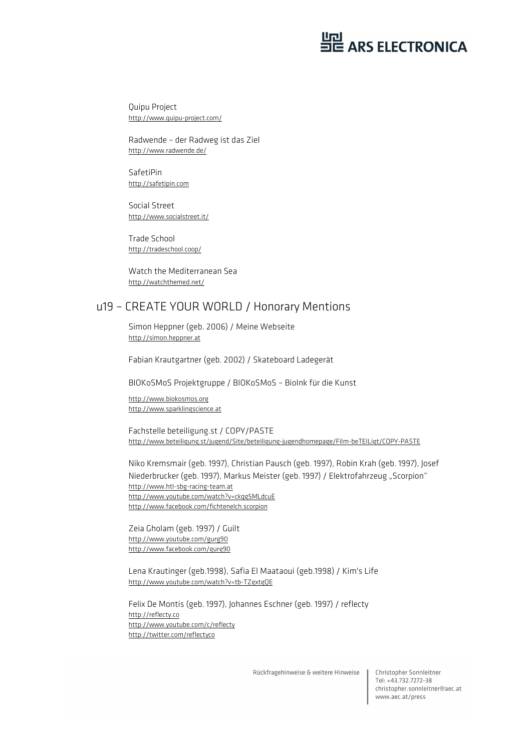Quipu Project
http://www.quipu-project.com/

Radwende – der Radweg ist das Ziel
http://www.radwende.de/

SafetiPin
http://safetipin.com

Social Street
http://www.socialstreet.it/

Trade School
http://tradeschool.coop/

Watch the Mediterranean Sea
http://watchthemed.net/

## u19 – CREATE YOUR WORLD / Honorary Mentions

Simon Heppner (geb. 2006) / Meine Webseite
http://simon.heppner.at

Fabian Krautgartner (geb. 2002) / Skateboard Ladegerät

BIOKoSMoS Projektgruppe / BIOKoSMoS – BioInk für die Kunst

http://www.biokosmos.org
http://www.sparklingscience.at

Fachstelle beteiligung.st / COPY/PASTE
http://www.beteiligung.st/jugend/Site/beteiligung-jugendhomepage/Film-beTEILigt/COPY-PASTE

Niko Kremsmair (geb. 1997), Christian Pausch (geb. 1997), Robin Krah (geb. 1997), Josef Niederbrucker (geb. 1997), Markus Meister (geb. 1997) / Elektrofahrzeug „Scorpion"
http://www.htl-sbg-racing-team.at
http://www.youtube.com/watch?v=ckgg5MLdcuE
http://www.facebook.com/fichtenelch.scorpion

Zeia Gholam (geb. 1997) / Guilt
http://www.youtube.com/gurg90
http://www.facebook.com/gurg90

Lena Krautinger (geb.1998), Safia El Maataoui (geb.1998) / Kim's Life
http://www.youtube.com/watch?v=tb-TZgxtgQE

Felix De Montis (geb. 1997), Johannes Eschner (geb. 1997) / reflecty
http://reflecty.co
http://www.youtube.com/c/reflecty
http://twitter.com/reflectyco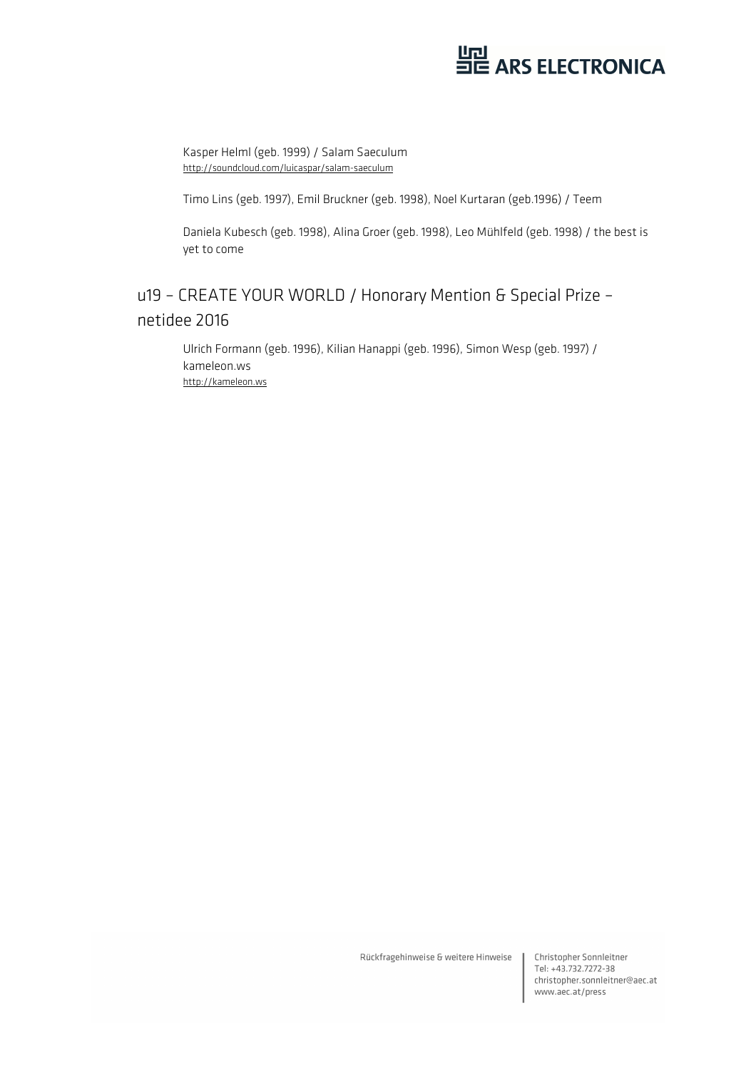Kasper Helml (geb. 1999) / Salam Saeculum
http://soundcloud.com/luicaspar/salam-saeculum

Timo Lins (geb. 1997), Emil Bruckner (geb. 1998), Noel Kurtaran (geb.1996) / Teem

Daniela Kubesch (geb. 1998), Alina Groer (geb. 1998), Leo Mühlfeld (geb. 1998) / the best is yet to come

## u19 – CREATE YOUR WORLD / Honorary Mention & Special Prize – netidee 2016

Ulrich Formann (geb. 1996), Kilian Hanappi (geb. 1996), Simon Wesp (geb. 1997) / kameleon.ws
http://kameleon.ws